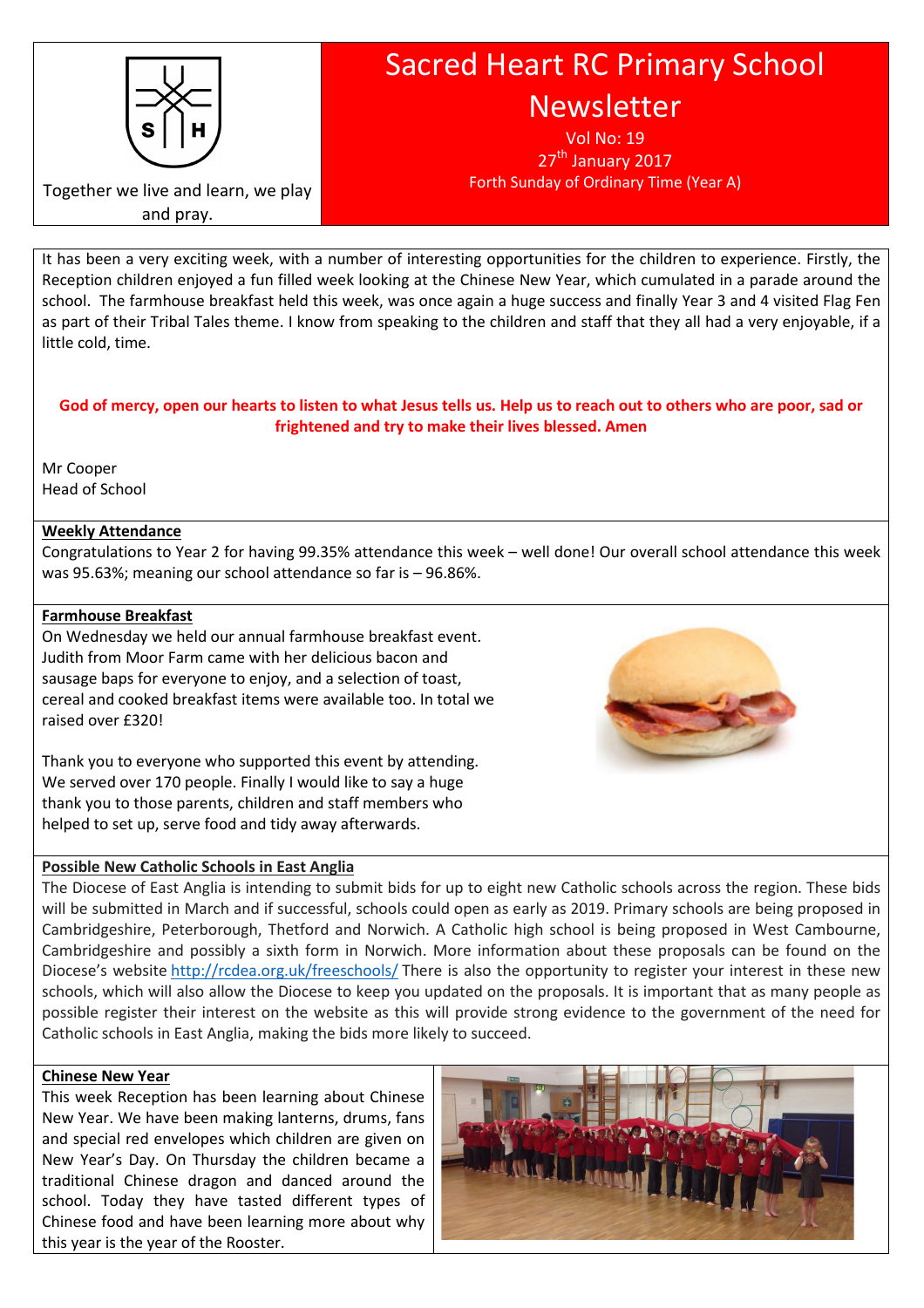# Sacred Heart RC Primary School Newsletter

Together we live and learn, we play and pray.

Vol No: 19

27th January 2017

Forth Sunday of Ordinary Time (Year A)

It has been a very exciting week, with a number of interesting opportunities for the children to experience. Firstly, the Reception children enjoyed a fun filled week looking at the Chinese New Year, which cumulated in a parade around the school. The farmhouse breakfast held this week, was once again a huge success and finally Year 3 and 4 visited Flag Fen as part of their Tribal Tales theme. I know from speaking to the children and staff that they all had a very enjoyable, if a little cold, time.

**God of mercy, open our hearts to listen to what Jesus tells us. Help us to reach out to others who are poor, sad or frightened and try to make their lives blessed. Amen**

Mr Cooper
Head of School

## Weekly Attendance

Congratulations to Year 2 for having 99.35% attendance this week – well done! Our overall school attendance this week was 95.63%; meaning our school attendance so far is – 96.86%.

## Farmhouse Breakfast

On Wednesday we held our annual farmhouse breakfast event. Judith from Moor Farm came with her delicious bacon and sausage baps for everyone to enjoy, and a selection of toast, cereal and cooked breakfast items were available too. In total we raised over £320!

Thank you to everyone who supported this event by attending. We served over 170 people. Finally I would like to say a huge thank you to those parents, children and staff members who helped to set up, serve food and tidy away afterwards.

## Possible New Catholic Schools in East Anglia

The Diocese of East Anglia is intending to submit bids for up to eight new Catholic schools across the region. These bids will be submitted in March and if successful, schools could open as early as 2019. Primary schools are being proposed in Cambridgeshire, Peterborough, Thetford and Norwich. A Catholic high school is being proposed in West Cambourne, Cambridgeshire and possibly a sixth form in Norwich. More information about these proposals can be found on the Diocese's website http://rcdea.org.uk/freeschools/ There is also the opportunity to register your interest in these new schools, which will also allow the Diocese to keep you updated on the proposals. It is important that as many people as possible register their interest on the website as this will provide strong evidence to the government of the need for Catholic schools in East Anglia, making the bids more likely to succeed.

## Chinese New Year

This week Reception has been learning about Chinese New Year. We have been making lanterns, drums, fans and special red envelopes which children are given on New Year's Day. On Thursday the children became a traditional Chinese dragon and danced around the school. Today they have tasted different types of Chinese food and have been learning more about why this year is the year of the Rooster.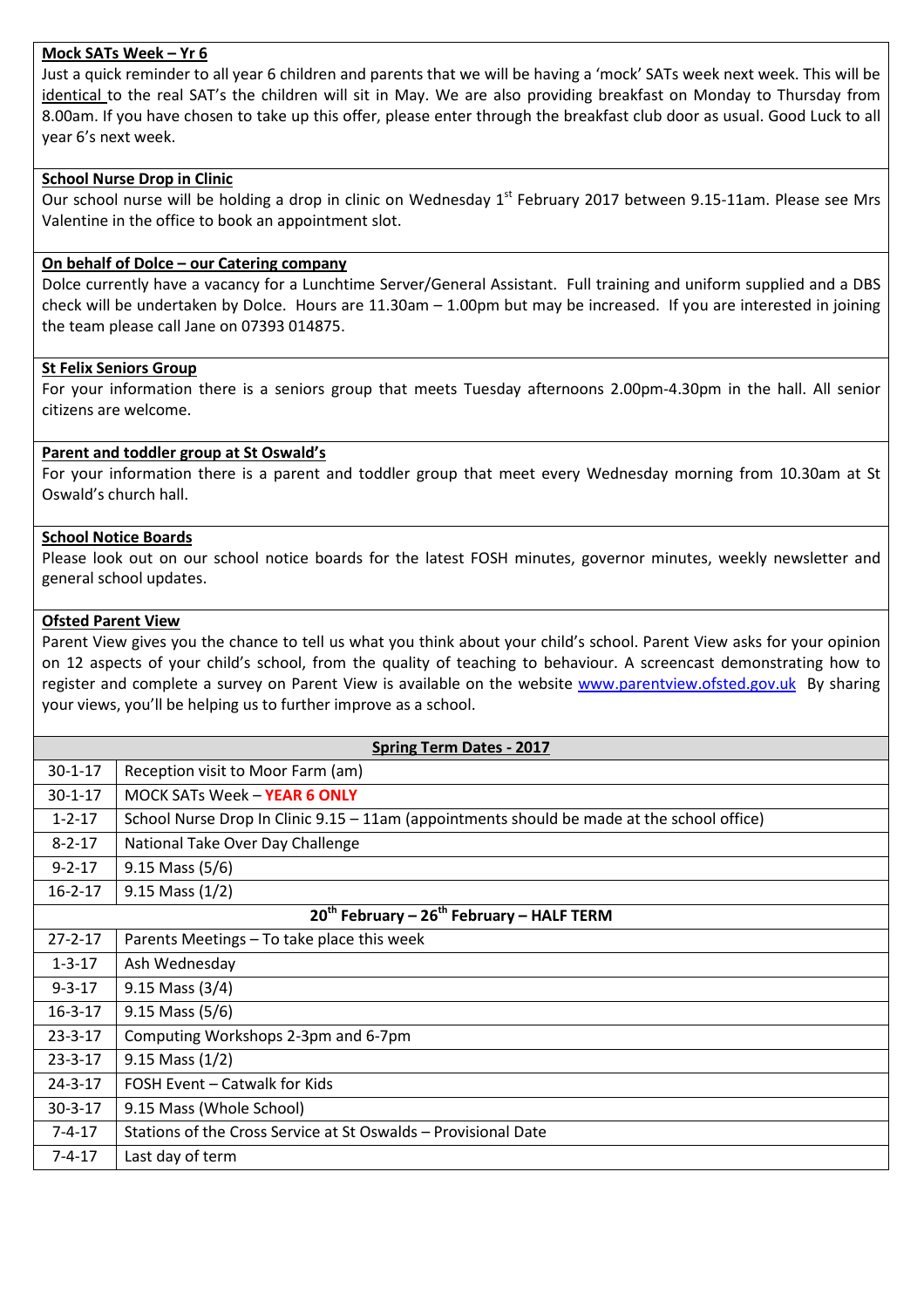**Mock SATs Week – Yr 6**

Just a quick reminder to all year 6 children and parents that we will be having a 'mock' SATs week next week. This will be identical to the real SAT's the children will sit in May. We are also providing breakfast on Monday to Thursday from 8.00am. If you have chosen to take up this offer, please enter through the breakfast club door as usual. Good Luck to all year 6's next week.

**School Nurse Drop in Clinic**

Our school nurse will be holding a drop in clinic on Wednesday 1st February 2017 between 9.15-11am. Please see Mrs Valentine in the office to book an appointment slot.

**On behalf of Dolce – our Catering company**

Dolce currently have a vacancy for a Lunchtime Server/General Assistant. Full training and uniform supplied and a DBS check will be undertaken by Dolce. Hours are 11.30am – 1.00pm but may be increased. If you are interested in joining the team please call Jane on 07393 014875.

**St Felix Seniors Group**

For your information there is a seniors group that meets Tuesday afternoons 2.00pm-4.30pm in the hall. All senior citizens are welcome.

**Parent and toddler group at St Oswald's**

For your information there is a parent and toddler group that meet every Wednesday morning from 10.30am at St Oswald's church hall.

**School Notice Boards**

Please look out on our school notice boards for the latest FOSH minutes, governor minutes, weekly newsletter and general school updates.

**Ofsted Parent View**

Parent View gives you the chance to tell us what you think about your child's school. Parent View asks for your opinion on 12 aspects of your child's school, from the quality of teaching to behaviour. A screencast demonstrating how to register and complete a survey on Parent View is available on the website www.parentview.ofsted.gov.uk By sharing your views, you'll be helping us to further improve as a school.

| **Spring Term Dates - 2017** | |
|---|---|
| 30-1-17 | Reception visit to Moor Farm (am) |
| 30-1-17 | MOCK SATs Week – **YEAR 6 ONLY** |
| 1-2-17 | School Nurse Drop In Clinic 9.15 – 11am (appointments should be made at the school office) |
| 8-2-17 | National Take Over Day Challenge |
| 9-2-17 | 9.15 Mass (5/6) |
| 16-2-17 | 9.15 Mass (1/2) |
| **20th February – 26th February – HALF TERM** | |
| 27-2-17 | Parents Meetings – To take place this week |
| 1-3-17 | Ash Wednesday |
| 9-3-17 | 9.15 Mass (3/4) |
| 16-3-17 | 9.15 Mass (5/6) |
| 23-3-17 | Computing Workshops 2-3pm and 6-7pm |
| 23-3-17 | 9.15 Mass (1/2) |
| 24-3-17 | FOSH Event – Catwalk for Kids |
| 30-3-17 | 9.15 Mass (Whole School) |
| 7-4-17 | Stations of the Cross Service at St Oswalds – Provisional Date |
| 7-4-17 | Last day of term |